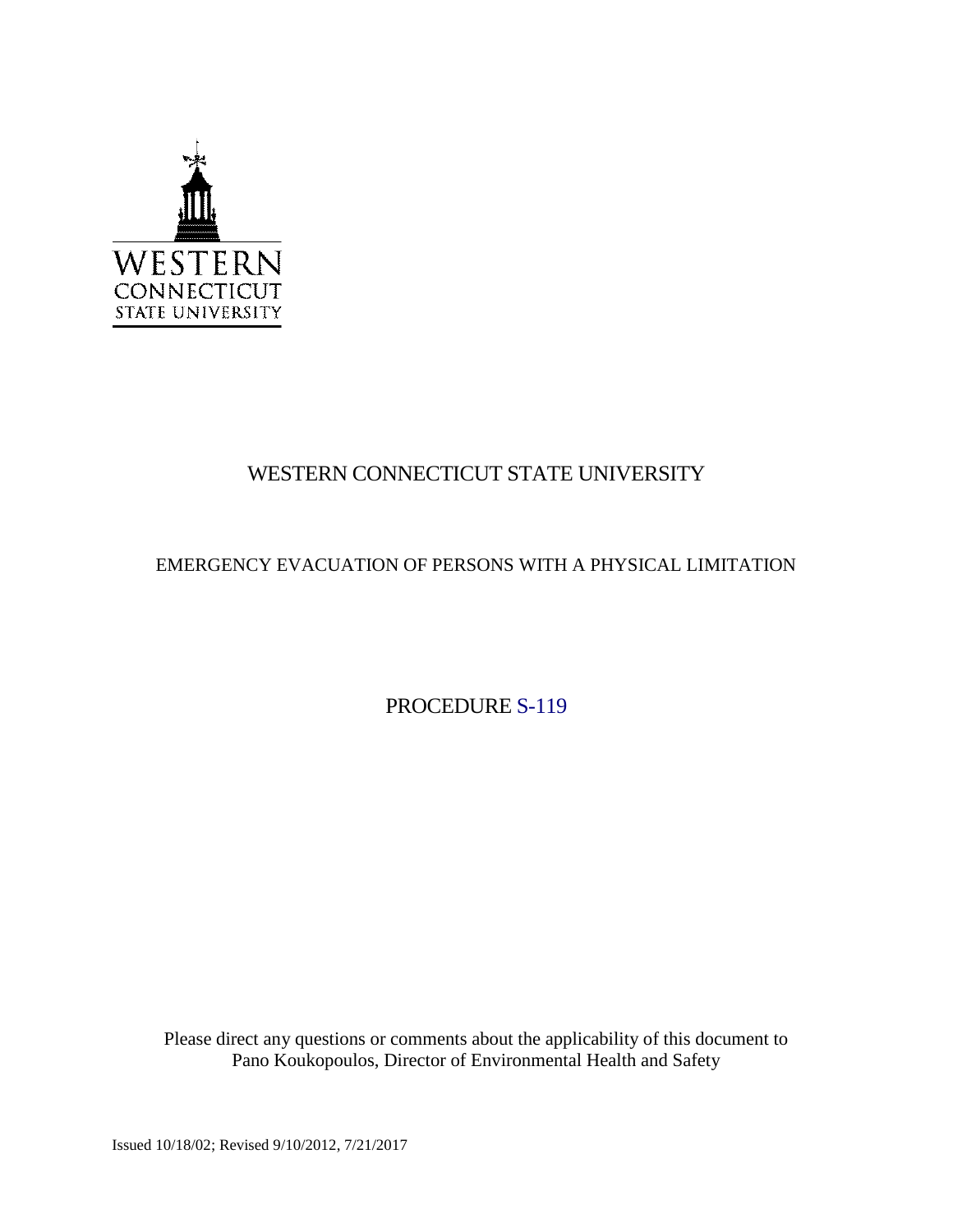WESTERN CONNECTICUT STATE UNIVERSITY

# WESTERN CONNECTICUT STATE UNIVERSITY

## EMERGENCY EVACUATION OF PERSONS WITH A PHYSICAL LIMITATION

## PROCEDURE S-119

Please direct any questions or comments about the applicability of this document to Pano Koukopoulos, Director of Environmental Health and Safety

Issued 10/18/02; Revised 9/10/2012, 7/21/2017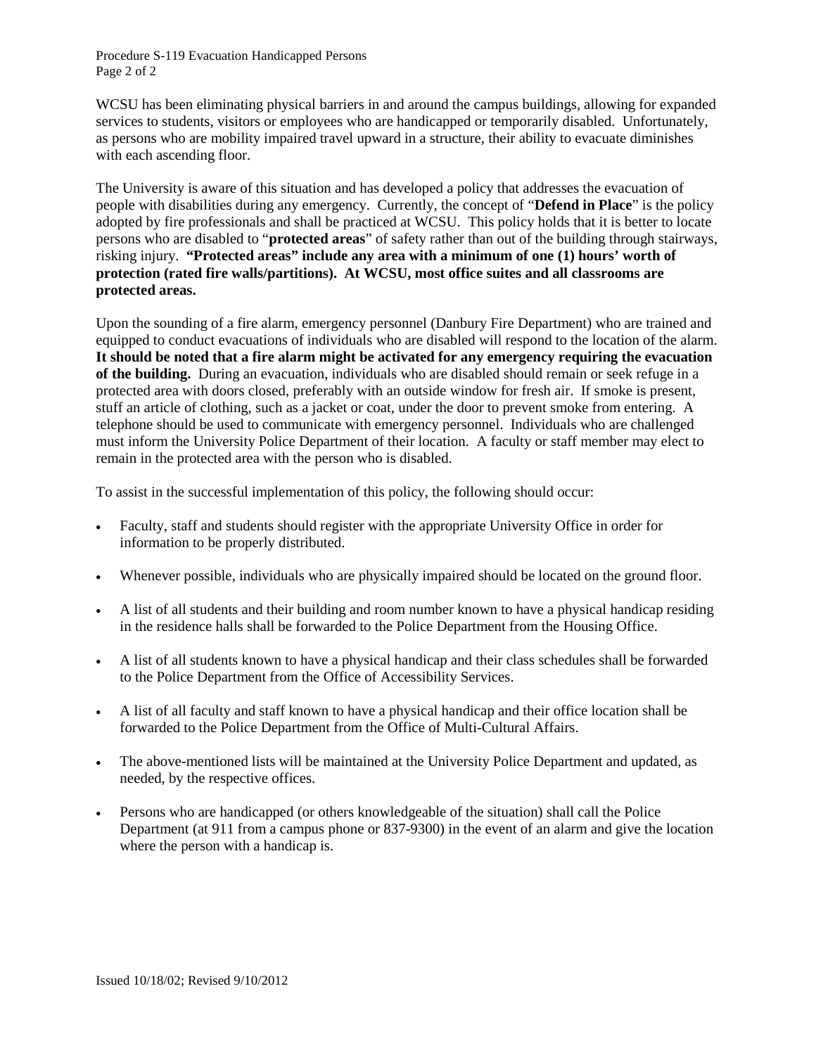WCSU has been eliminating physical barriers in and around the campus buildings, allowing for expanded services to students, visitors or employees who are handicapped or temporarily disabled. Unfortunately, as persons who are mobility impaired travel upward in a structure, their ability to evacuate diminishes with each ascending floor.

The University is aware of this situation and has developed a policy that addresses the evacuation of people with disabilities during any emergency. Currently, the concept of "**Defend in Place**" is the policy adopted by fire professionals and shall be practiced at WCSU. This policy holds that it is better to locate persons who are disabled to "**protected areas**" of safety rather than out of the building through stairways, risking injury. **"Protected areas" include any area with a minimum of one (1) hours' worth of protection (rated fire walls/partitions). At WCSU, most office suites and all classrooms are protected areas.**

Upon the sounding of a fire alarm, emergency personnel (Danbury Fire Department) who are trained and equipped to conduct evacuations of individuals who are disabled will respond to the location of the alarm. **It should be noted that a fire alarm might be activated for any emergency requiring the evacuation of the building.** During an evacuation, individuals who are disabled should remain or seek refuge in a protected area with doors closed, preferably with an outside window for fresh air. If smoke is present, stuff an article of clothing, such as a jacket or coat, under the door to prevent smoke from entering. A telephone should be used to communicate with emergency personnel. Individuals who are challenged must inform the University Police Department of their location. A faculty or staff member may elect to remain in the protected area with the person who is disabled.

To assist in the successful implementation of this policy, the following should occur:

- Faculty, staff and students should register with the appropriate University Office in order for information to be properly distributed.
- Whenever possible, individuals who are physically impaired should be located on the ground floor.
- A list of all students and their building and room number known to have a physical handicap residing in the residence halls shall be forwarded to the Police Department from the Housing Office.
- A list of all students known to have a physical handicap and their class schedules shall be forwarded to the Police Department from the Office of Accessibility Services.
- A list of all faculty and staff known to have a physical handicap and their office location shall be forwarded to the Police Department from the Office of Multi-Cultural Affairs.
- The above-mentioned lists will be maintained at the University Police Department and updated, as needed, by the respective offices.
- Persons who are handicapped (or others knowledgeable of the situation) shall call the Police Department (at 911 from a campus phone or 837-9300) in the event of an alarm and give the location where the person with a handicap is.

Issued 10/18/02; Revised 9/10/2012